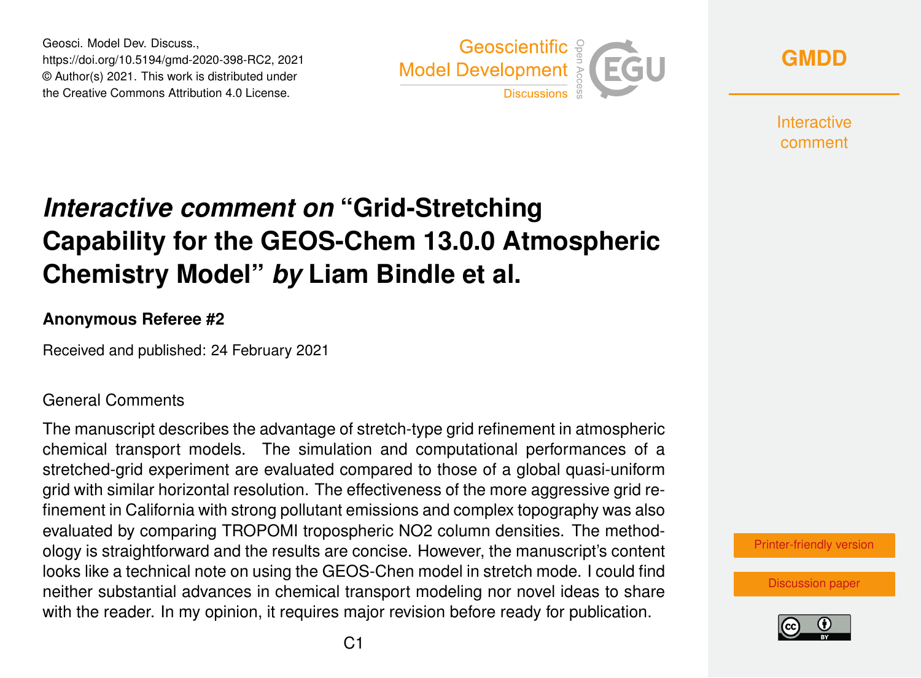Geosci. Model Dev. Discuss.,
https://doi.org/10.5194/gmd-2020-398-RC2, 2021
© Author(s) 2021. This work is distributed under
the Creative Commons Attribution 4.0 License.

# *Interactive comment on* "Grid-Stretching Capability for the GEOS-Chem 13.0.0 Atmospheric Chemistry Model" *by* Liam Bindle et al.

**Anonymous Referee #2**

Received and published: 24 February 2021

General Comments

The manuscript describes the advantage of stretch-type grid refinement in atmospheric chemical transport models. The simulation and computational performances of a stretched-grid experiment are evaluated compared to those of a global quasi-uniform grid with similar horizontal resolution. The effectiveness of the more aggressive grid refinement in California with strong pollutant emissions and complex topography was also evaluated by comparing TROPOMI tropospheric $NO_2$ column densities. The methodology is straightforward and the results are concise. However, the manuscript's content looks like a technical note on using the GEOS-Chen model in stretch mode. I could find neither substantial advances in chemical transport modeling nor novel ideas to share with the reader. In my opinion, it requires major revision before ready for publication.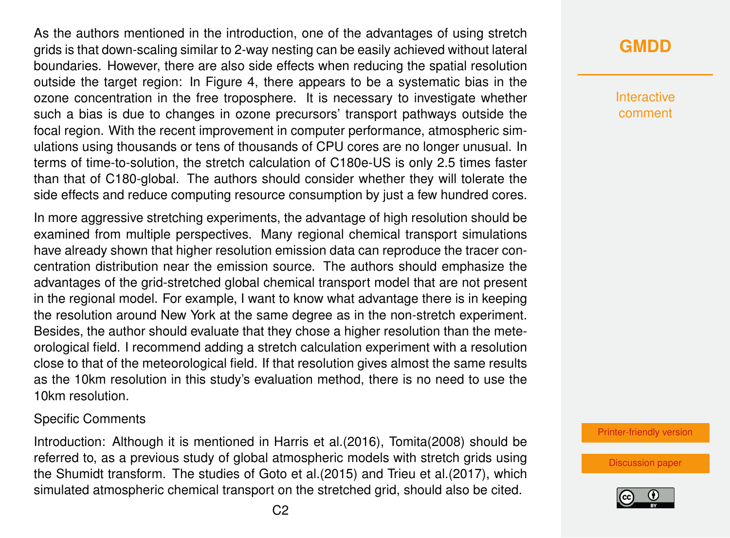As the authors mentioned in the introduction, one of the advantages of using stretch grids is that down-scaling similar to 2-way nesting can be easily achieved without lateral boundaries. However, there are also side effects when reducing the spatial resolution outside the target region: In Figure 4, there appears to be a systematic bias in the ozone concentration in the free troposphere. It is necessary to investigate whether such a bias is due to changes in ozone precursors' transport pathways outside the focal region. With the recent improvement in computer performance, atmospheric simulations using thousands or tens of thousands of CPU cores are no longer unusual. In terms of time-to-solution, the stretch calculation of C180e-US is only 2.5 times faster than that of C180-global. The authors should consider whether they will tolerate the side effects and reduce computing resource consumption by just a few hundred cores.

In more aggressive stretching experiments, the advantage of high resolution should be examined from multiple perspectives. Many regional chemical transport simulations have already shown that higher resolution emission data can reproduce the tracer concentration distribution near the emission source. The authors should emphasize the advantages of the grid-stretched global chemical transport model that are not present in the regional model. For example, I want to know what advantage there is in keeping the resolution around New York at the same degree as in the non-stretch experiment. Besides, the author should evaluate that they chose a higher resolution than the meteorological field. I recommend adding a stretch calculation experiment with a resolution close to that of the meteorological field. If that resolution gives almost the same results as the 10km resolution in this study's evaluation method, there is no need to use the 10km resolution.

Specific Comments

Introduction: Although it is mentioned in Harris et al.(2016), Tomita(2008) should be referred to, as a previous study of global atmospheric models with stretch grids using the Shumidt transform. The studies of Goto et al.(2015) and Trieu et al.(2017), which simulated atmospheric chemical transport on the stretched grid, should also be cited.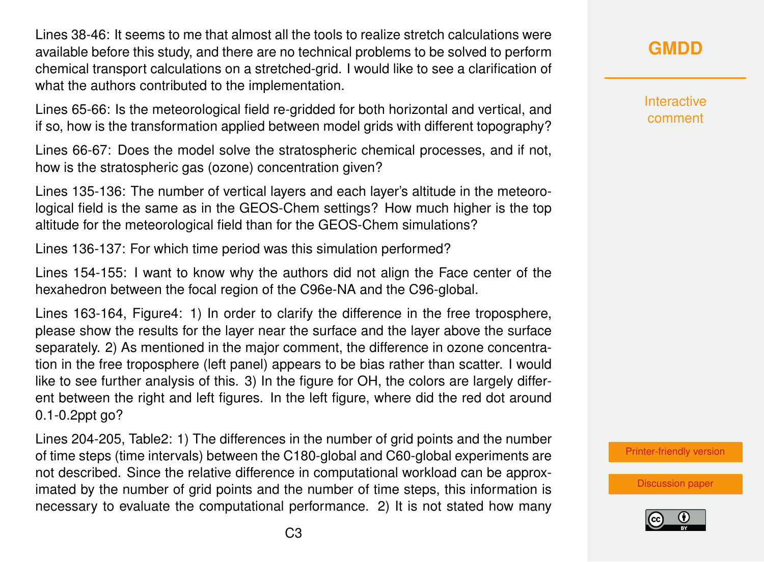Lines 38-46: It seems to me that almost all the tools to realize stretch calculations were available before this study, and there are no technical problems to be solved to perform chemical transport calculations on a stretched-grid. I would like to see a clarification of what the authors contributed to the implementation.

Lines 65-66: Is the meteorological field re-gridded for both horizontal and vertical, and if so, how is the transformation applied between model grids with different topography?

Lines 66-67: Does the model solve the stratospheric chemical processes, and if not, how is the stratospheric gas (ozone) concentration given?

Lines 135-136: The number of vertical layers and each layer's altitude in the meteorological field is the same as in the GEOS-Chem settings? How much higher is the top altitude for the meteorological field than for the GEOS-Chem simulations?

Lines 136-137: For which time period was this simulation performed?

Lines 154-155: I want to know why the authors did not align the Face center of the hexahedron between the focal region of the C96e-NA and the C96-global.

Lines 163-164, Figure4: 1) In order to clarify the difference in the free troposphere, please show the results for the layer near the surface and the layer above the surface separately. 2) As mentioned in the major comment, the difference in ozone concentration in the free troposphere (left panel) appears to be bias rather than scatter. I would like to see further analysis of this. 3) In the figure for OH, the colors are largely different between the right and left figures. In the left figure, where did the red dot around 0.1-0.2ppt go?

Lines 204-205, Table2: 1) The differences in the number of grid points and the number of time steps (time intervals) between the C180-global and C60-global experiments are not described. Since the relative difference in computational workload can be approximated by the number of grid points and the number of time steps, this information is necessary to evaluate the computational performance. 2) It is not stated how many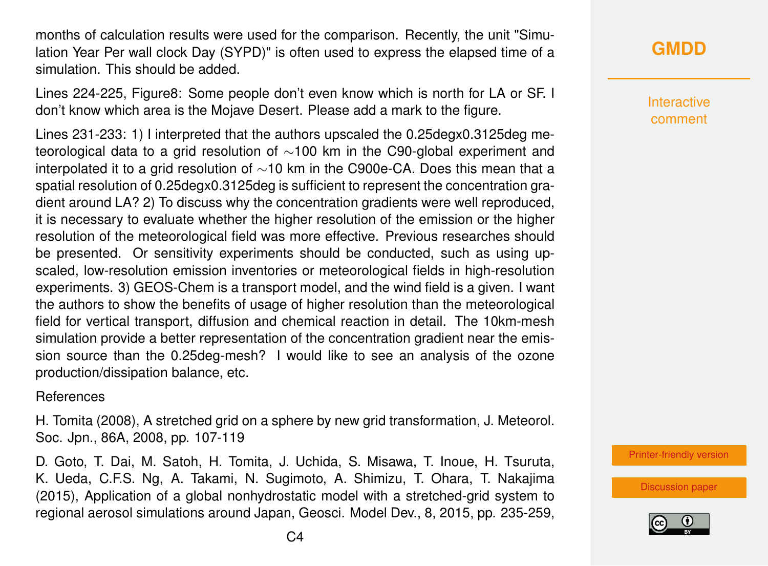months of calculation results were used for the comparison. Recently, the unit "Simulation Year Per wall clock Day (SYPD)" is often used to express the elapsed time of a simulation. This should be added.

Lines 224-225, Figure8: Some people don't even know which is north for LA or SF. I don't know which area is the Mojave Desert. Please add a mark to the figure.

Lines 231-233: 1) I interpreted that the authors upscaled the 0.25degx0.3125deg meteorological data to a grid resolution of ∼100 km in the C90-global experiment and interpolated it to a grid resolution of ∼10 km in the C900e-CA. Does this mean that a spatial resolution of 0.25degx0.3125deg is sufficient to represent the concentration gradient around LA? 2) To discuss why the concentration gradients were well reproduced, it is necessary to evaluate whether the higher resolution of the emission or the higher resolution of the meteorological field was more effective. Previous researches should be presented. Or sensitivity experiments should be conducted, such as using upscaled, low-resolution emission inventories or meteorological fields in high-resolution experiments. 3) GEOS-Chem is a transport model, and the wind field is a given. I want the authors to show the benefits of usage of higher resolution than the meteorological field for vertical transport, diffusion and chemical reaction in detail. The 10km-mesh simulation provide a better representation of the concentration gradient near the emission source than the 0.25deg-mesh? I would like to see an analysis of the ozone production/dissipation balance, etc.

References

H. Tomita (2008), A stretched grid on a sphere by new grid transformation, J. Meteorol. Soc. Jpn., 86A, 2008, pp. 107-119

D. Goto, T. Dai, M. Satoh, H. Tomita, J. Uchida, S. Misawa, T. Inoue, H. Tsuruta, K. Ueda, C.F.S. Ng, A. Takami, N. Sugimoto, A. Shimizu, T. Ohara, T. Nakajima (2015), Application of a global nonhydrostatic model with a stretched-grid system to regional aerosol simulations around Japan, Geosci. Model Dev., 8, 2015, pp. 235-259,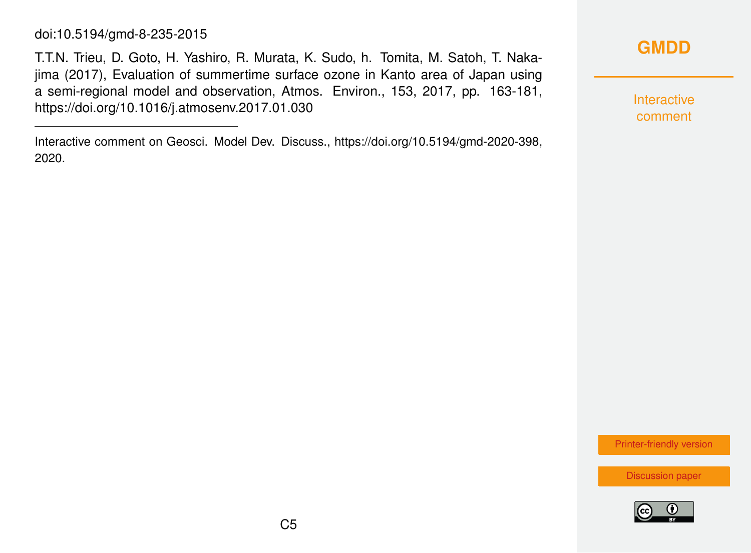doi:10.5194/gmd-8-235-2015

T.T.N. Trieu, D. Goto, H. Yashiro, R. Murata, K. Sudo, h. Tomita, M. Satoh, T. Nakajima (2017), Evaluation of summertime surface ozone in Kanto area of Japan using a semi-regional model and observation, Atmos. Environ., 153, 2017, pp. 163-181, https://doi.org/10.1016/j.atmosenv.2017.01.030

---

Interactive comment on Geosci. Model Dev. Discuss., https://doi.org/10.5194/gmd-2020-398, 2020.